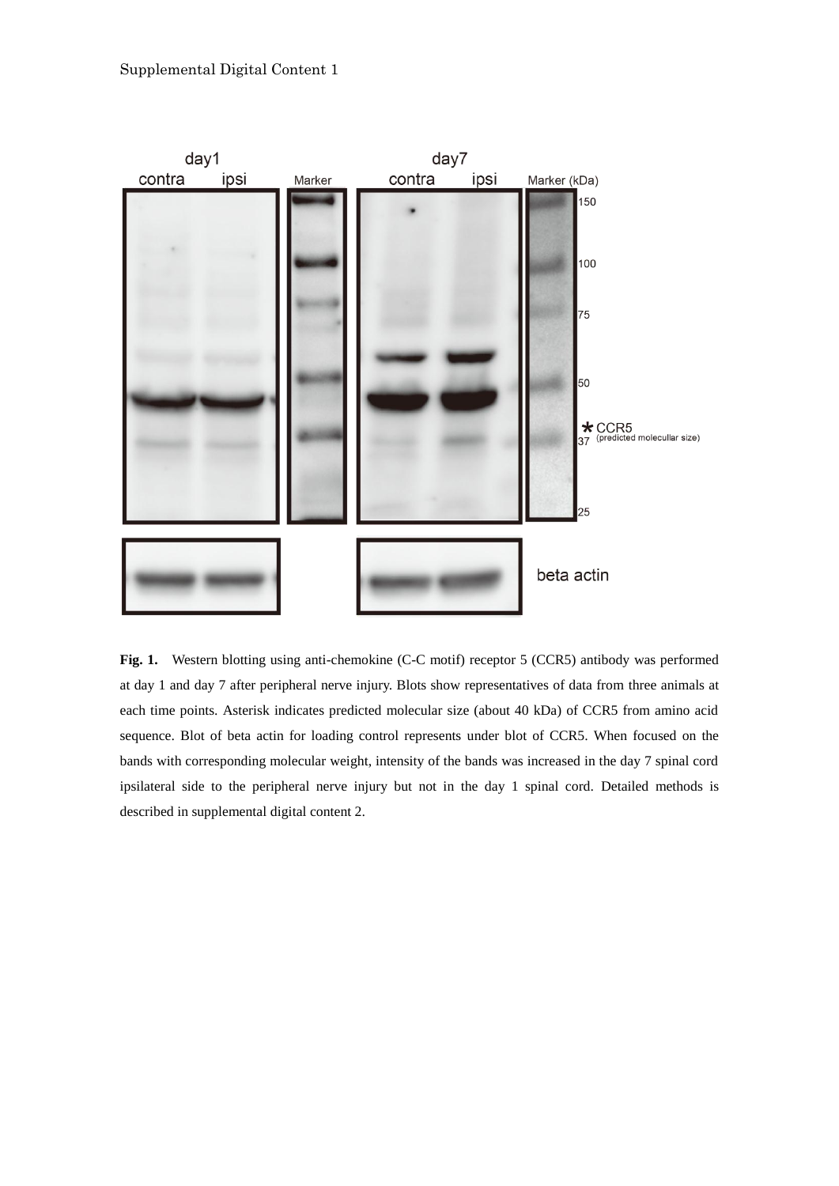Supplemental Digital Content 1

**Fig. 1.** Western blotting using anti-chemokine (C-C motif) receptor 5 (CCR5) antibody was performed at day 1 and day 7 after peripheral nerve injury. Blots show representatives of data from three animals at each time points. Asterisk indicates predicted molecular size (about 40 kDa) of CCR5 from amino acid sequence. Blot of beta actin for loading control represents under blot of CCR5. When focused on the bands with corresponding molecular weight, intensity of the bands was increased in the day 7 spinal cord ipsilateral side to the peripheral nerve injury but not in the day 1 spinal cord. Detailed methods is described in supplemental digital content 2.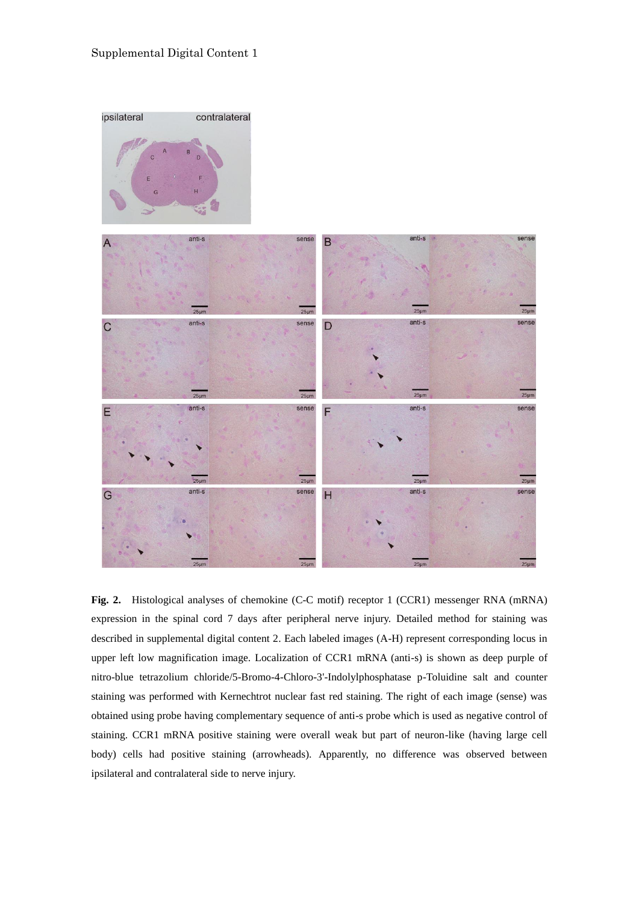Supplemental Digital Content 1

**Fig. 2.** Histological analyses of chemokine (C-C motif) receptor 1 (CCR1) messenger RNA (mRNA) expression in the spinal cord 7 days after peripheral nerve injury. Detailed method for staining was described in supplemental digital content 2. Each labeled images (A-H) represent corresponding locus in upper left low magnification image. Localization of CCR1 mRNA (anti-s) is shown as deep purple of nitro-blue tetrazolium chloride/5-Bromo-4-Chloro-3'-Indolylphosphatase p-Toluidine salt and counter staining was performed with Kernechtrot nuclear fast red staining. The right of each image (sense) was obtained using probe having complementary sequence of anti-s probe which is used as negative control of staining. CCR1 mRNA positive staining were overall weak but part of neuron-like (having large cell body) cells had positive staining (arrowheads). Apparently, no difference was observed between ipsilateral and contralateral side to nerve injury.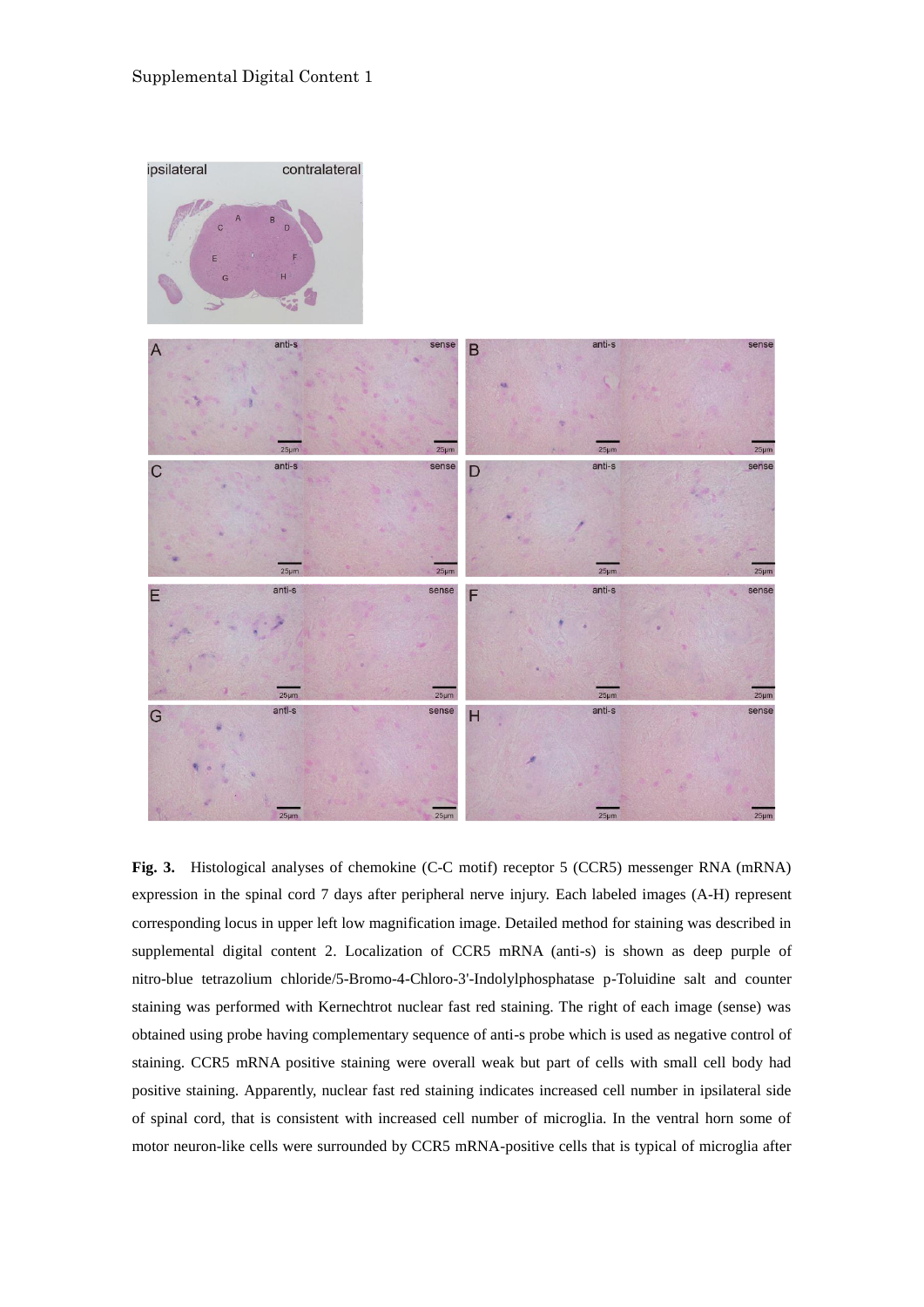Supplemental Digital Content 1

**Fig. 3.** Histological analyses of chemokine (C-C motif) receptor 5 (CCR5) messenger RNA (mRNA) expression in the spinal cord 7 days after peripheral nerve injury. Each labeled images (A-H) represent corresponding locus in upper left low magnification image. Detailed method for staining was described in supplemental digital content 2. Localization of CCR5 mRNA (anti-s) is shown as deep purple of nitro-blue tetrazolium chloride/5-Bromo-4-Chloro-3'-Indolylphosphatase p-Toluidine salt and counter staining was performed with Kernechtrot nuclear fast red staining. The right of each image (sense) was obtained using probe having complementary sequence of anti-s probe which is used as negative control of staining. CCR5 mRNA positive staining were overall weak but part of cells with small cell body had positive staining. Apparently, nuclear fast red staining indicates increased cell number in ipsilateral side of spinal cord, that is consistent with increased cell number of microglia. In the ventral horn some of motor neuron-like cells were surrounded by CCR5 mRNA-positive cells that is typical of microglia after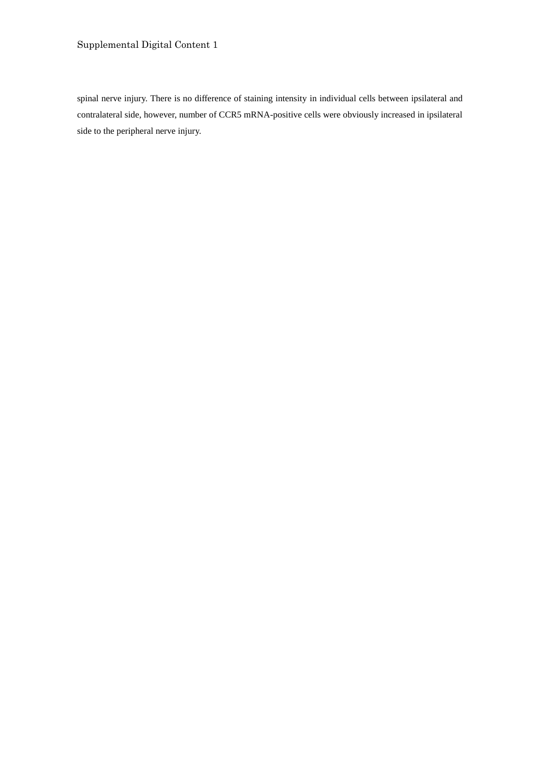spinal nerve injury. There is no difference of staining intensity in individual cells between ipsilateral and contralateral side, however, number of CCR5 mRNA-positive cells were obviously increased in ipsilateral side to the peripheral nerve injury.